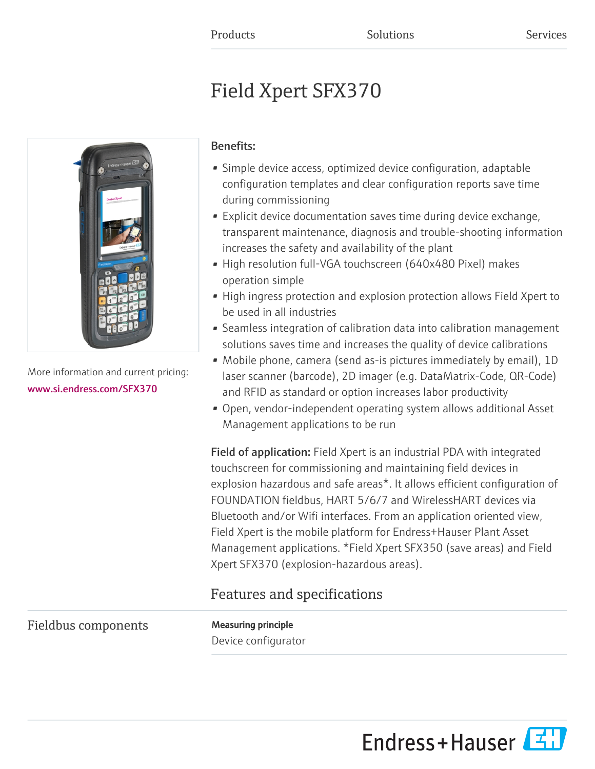Products Solutions Services

# Field Xpert SFX370

More information and current pricing:
www.si.endress.com/SFX370

**Benefits:**

- Simple device access, optimized device configuration, adaptable configuration templates and clear configuration reports save time during commissioning
- Explicit device documentation saves time during device exchange, transparent maintenance, diagnosis and trouble-shooting information increases the safety and availability of the plant
- High resolution full-VGA touchscreen (640x480 Pixel) makes operation simple
- High ingress protection and explosion protection allows Field Xpert to be used in all industries
- Seamless integration of calibration data into calibration management solutions saves time and increases the quality of device calibrations
- Mobile phone, camera (send as-is pictures immediately by email), 1D laser scanner (barcode), 2D imager (e.g. DataMatrix-Code, QR-Code) and RFID as standard or option increases labor productivity
- Open, vendor-independent operating system allows additional Asset Management applications to be run

**Field of application:** Field Xpert is an industrial PDA with integrated touchscreen for commissioning and maintaining field devices in explosion hazardous and safe areas*. It allows efficient configuration of FOUNDATION fieldbus, HART 5/6/7 and WirelessHART devices via Bluetooth and/or Wifi interfaces. From an application oriented view, Field Xpert is the mobile platform for Endress+Hauser Plant Asset Management applications. *Field Xpert SFX350 (save areas) and Field Xpert SFX370 (explosion-hazardous areas).

## Features and specifications

### Fieldbus components

**Measuring principle**

Device configurator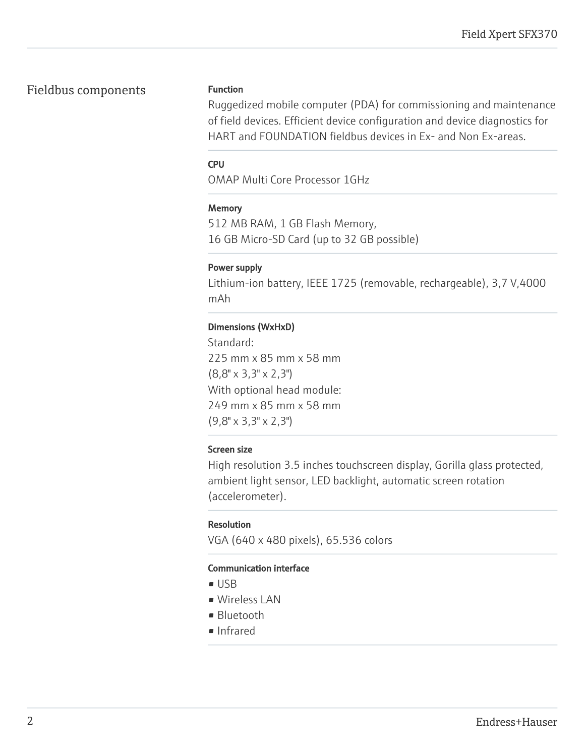## Fieldbus components

#### Function

Ruggedized mobile computer (PDA) for commissioning and maintenance of field devices. Efficient device configuration and device diagnostics for HART and FOUNDATION fieldbus devices in Ex- and Non Ex-areas.

#### CPU

OMAP Multi Core Processor 1GHz

#### Memory

512 MB RAM, 1 GB Flash Memory,
16 GB Micro-SD Card (up to 32 GB possible)

#### Power supply

Lithium-ion battery, IEEE 1725 (removable, rechargeable), 3,7 V,4000 mAh

#### Dimensions (WxHxD)

Standard:
225 mm x 85 mm x 58 mm
(8,8" x 3,3" x 2,3")
With optional head module:
249 mm x 85 mm x 58 mm
(9,8" x 3,3" x 2,3")

#### Screen size

High resolution 3.5 inches touchscreen display, Gorilla glass protected, ambient light sensor, LED backlight, automatic screen rotation (accelerometer).

#### Resolution

VGA (640 x 480 pixels), 65.536 colors

#### Communication interface

- USB
- Wireless LAN
- Bluetooth
- Infrared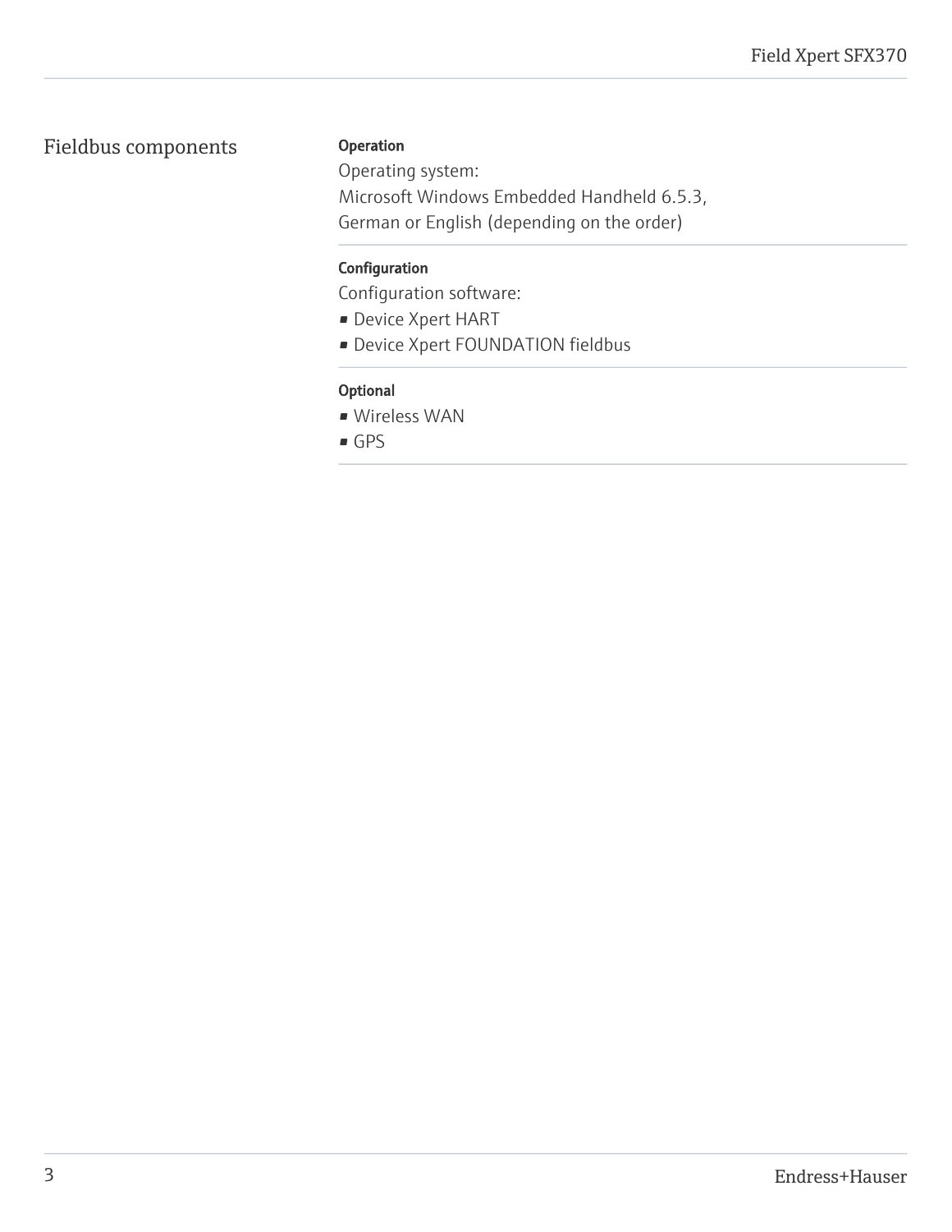## Fieldbus components

**Operation**

Operating system:
Microsoft Windows Embedded Handheld 6.5.3,
German or English (depending on the order)

**Configuration**

Configuration software:

- Device Xpert HART
- Device Xpert FOUNDATION fieldbus

**Optional**

- Wireless WAN
- GPS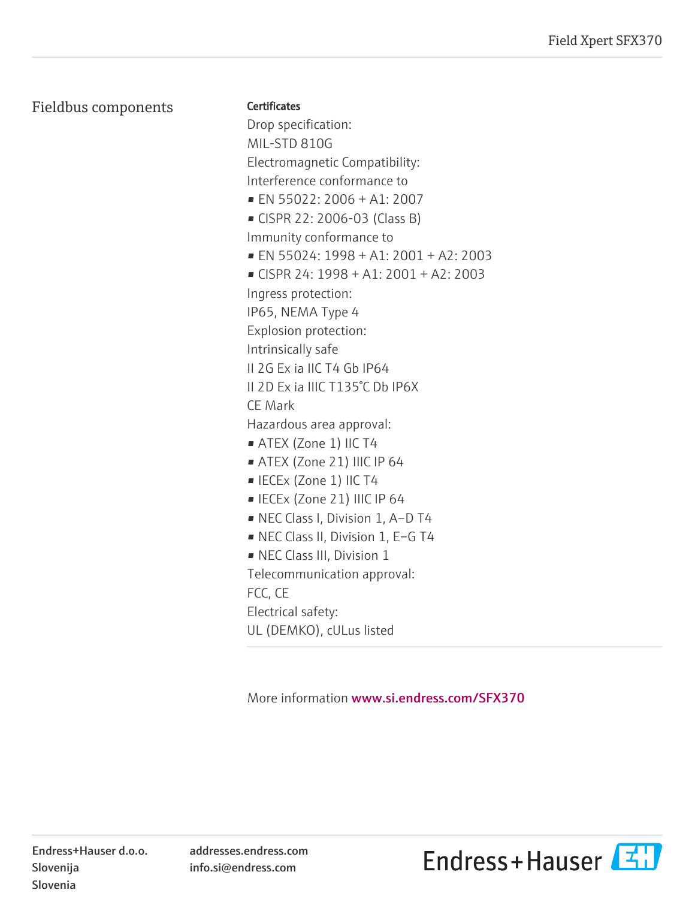## Fieldbus components

**Certificates**

Drop specification:
MIL-STD 810G

Electromagnetic Compatibility:
Interference conformance to

- EN 55022: 2006 + A1: 2007
- CISPR 22: 2006-03 (Class B)

Immunity conformance to

- EN 55024: 1998 + A1: 2001 + A2: 2003
- CISPR 24: 1998 + A1: 2001 + A2: 2003

Ingress protection:
IP65, NEMA Type 4

Explosion protection:
Intrinsically safe
II 2G Ex ia IIC T4 Gb IP64
II 2D Ex ia IIIC T135°C Db IP6X
CE Mark

Hazardous area approval:

- ATEX (Zone 1) IIC T4
- ATEX (Zone 21) IIIC IP 64
- IECEx (Zone 1) IIC T4
- IECEx (Zone 21) IIIC IP 64
- NEC Class I, Division 1, A–D T4
- NEC Class II, Division 1, E–G T4
- NEC Class III, Division 1

Telecommunication approval:
FCC, CE

Electrical safety:
UL (DEMKO), cULus listed

More information **www.si.endress.com/SFX370**

**Endress+Hauser d.o.o.**
**Slovenija**
**Slovenia**

**addresses.endress.com**
**info.si@endress.com**

Endress+Hauser